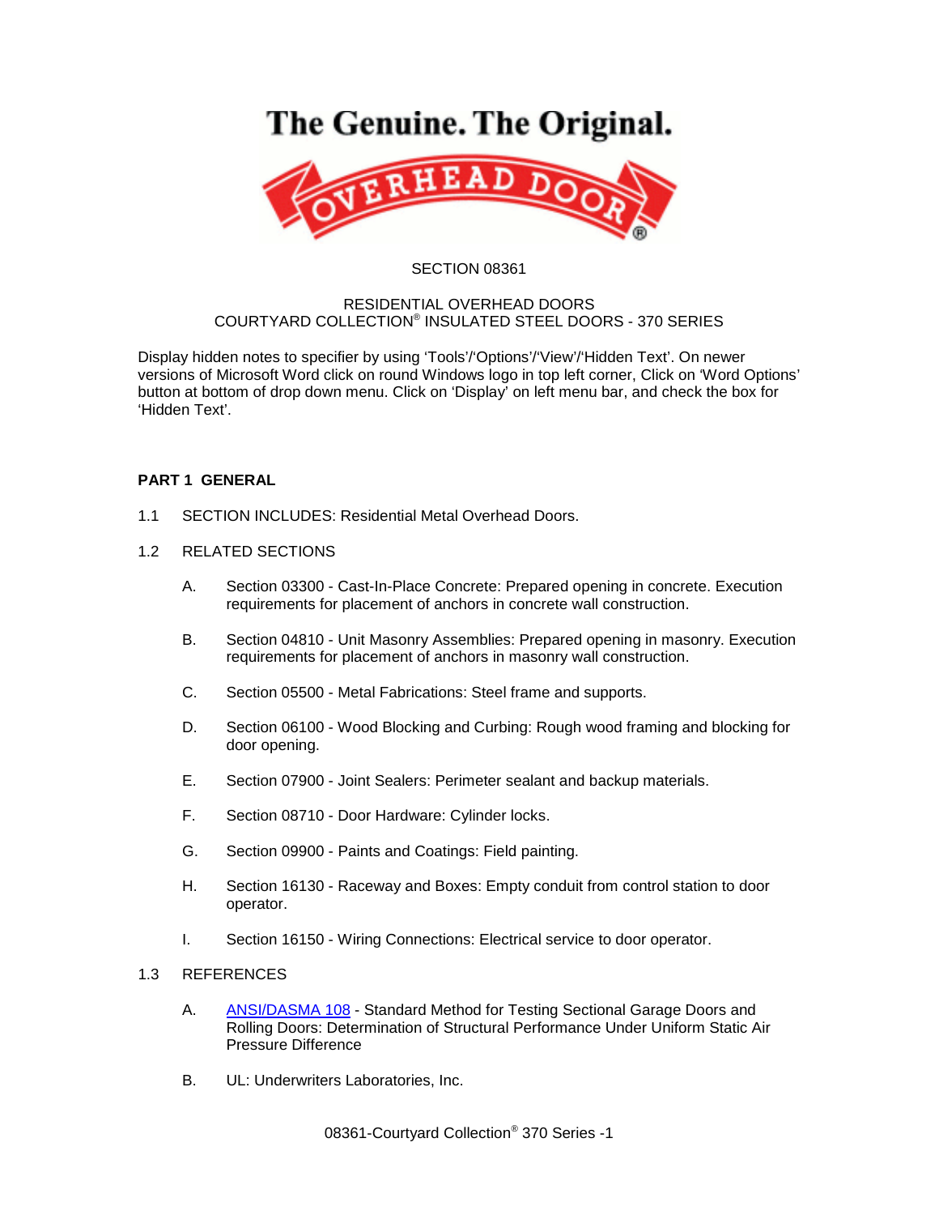The Genuine. The Original.

OVERHEAD DOOR®

SECTION 08361

RESIDENTIAL OVERHEAD DOORS
COURTYARD COLLECTION® INSULATED STEEL DOORS - 370 SERIES

Display hidden notes to specifier by using 'Tools'/'Options'/'View'/'Hidden Text'. On newer versions of Microsoft Word click on round Windows logo in top left corner, Click on 'Word Options' button at bottom of drop down menu. Click on 'Display' on left menu bar, and check the box for 'Hidden Text'.

## PART 1 GENERAL

1.1 SECTION INCLUDES: Residential Metal Overhead Doors.

1.2 RELATED SECTIONS

A. Section 03300 - Cast-In-Place Concrete: Prepared opening in concrete. Execution requirements for placement of anchors in concrete wall construction.

B. Section 04810 - Unit Masonry Assemblies: Prepared opening in masonry. Execution requirements for placement of anchors in masonry wall construction.

C. Section 05500 - Metal Fabrications: Steel frame and supports.

D. Section 06100 - Wood Blocking and Curbing: Rough wood framing and blocking for door opening.

E. Section 07900 - Joint Sealers: Perimeter sealant and backup materials.

F. Section 08710 - Door Hardware: Cylinder locks.

G. Section 09900 - Paints and Coatings: Field painting.

H. Section 16130 - Raceway and Boxes: Empty conduit from control station to door operator.

I. Section 16150 - Wiring Connections: Electrical service to door operator.

1.3 REFERENCES

A. ANSI/DASMA 108 - Standard Method for Testing Sectional Garage Doors and Rolling Doors: Determination of Structural Performance Under Uniform Static Air Pressure Difference

B. UL: Underwriters Laboratories, Inc.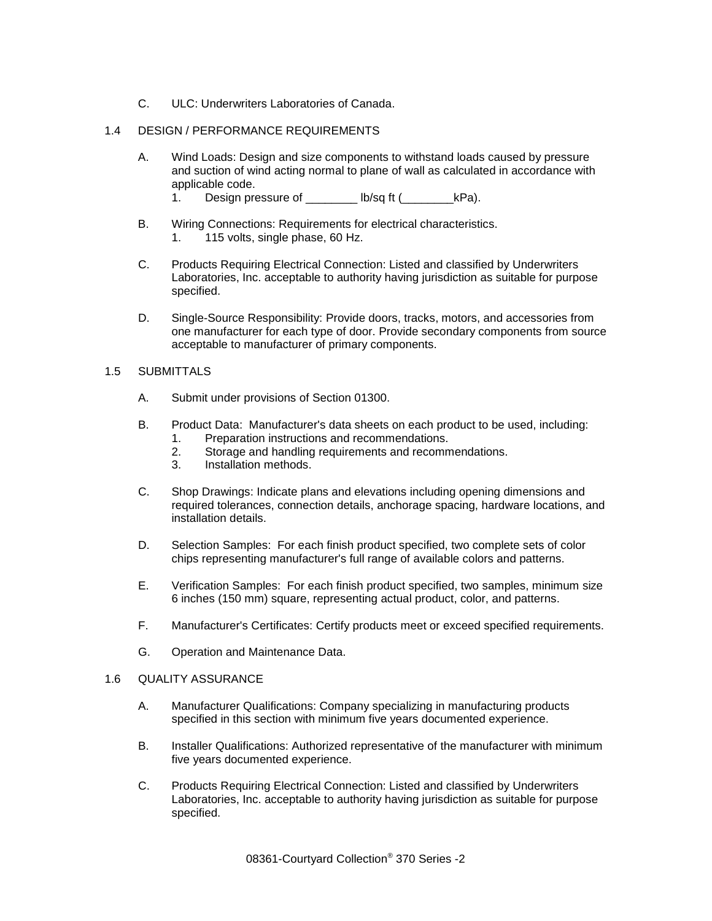C. ULC: Underwriters Laboratories of Canada.

## 1.4 DESIGN / PERFORMANCE REQUIREMENTS

A. Wind Loads: Design and size components to withstand loads caused by pressure and suction of wind acting normal to plane of wall as calculated in accordance with applicable code.
   1. Design pressure of ________ lb/sq ft (________kPa).

B. Wiring Connections: Requirements for electrical characteristics.
   1. 115 volts, single phase, 60 Hz.

C. Products Requiring Electrical Connection: Listed and classified by Underwriters Laboratories, Inc. acceptable to authority having jurisdiction as suitable for purpose specified.

D. Single-Source Responsibility: Provide doors, tracks, motors, and accessories from one manufacturer for each type of door. Provide secondary components from source acceptable to manufacturer of primary components.

## 1.5 SUBMITTALS

A. Submit under provisions of Section 01300.

B. Product Data: Manufacturer's data sheets on each product to be used, including:
   1. Preparation instructions and recommendations.
   2. Storage and handling requirements and recommendations.
   3. Installation methods.

C. Shop Drawings: Indicate plans and elevations including opening dimensions and required tolerances, connection details, anchorage spacing, hardware locations, and installation details.

D. Selection Samples: For each finish product specified, two complete sets of color chips representing manufacturer's full range of available colors and patterns.

E. Verification Samples: For each finish product specified, two samples, minimum size 6 inches (150 mm) square, representing actual product, color, and patterns.

F. Manufacturer's Certificates: Certify products meet or exceed specified requirements.

G. Operation and Maintenance Data.

## 1.6 QUALITY ASSURANCE

A. Manufacturer Qualifications: Company specializing in manufacturing products specified in this section with minimum five years documented experience.

B. Installer Qualifications: Authorized representative of the manufacturer with minimum five years documented experience.

C. Products Requiring Electrical Connection: Listed and classified by Underwriters Laboratories, Inc. acceptable to authority having jurisdiction as suitable for purpose specified.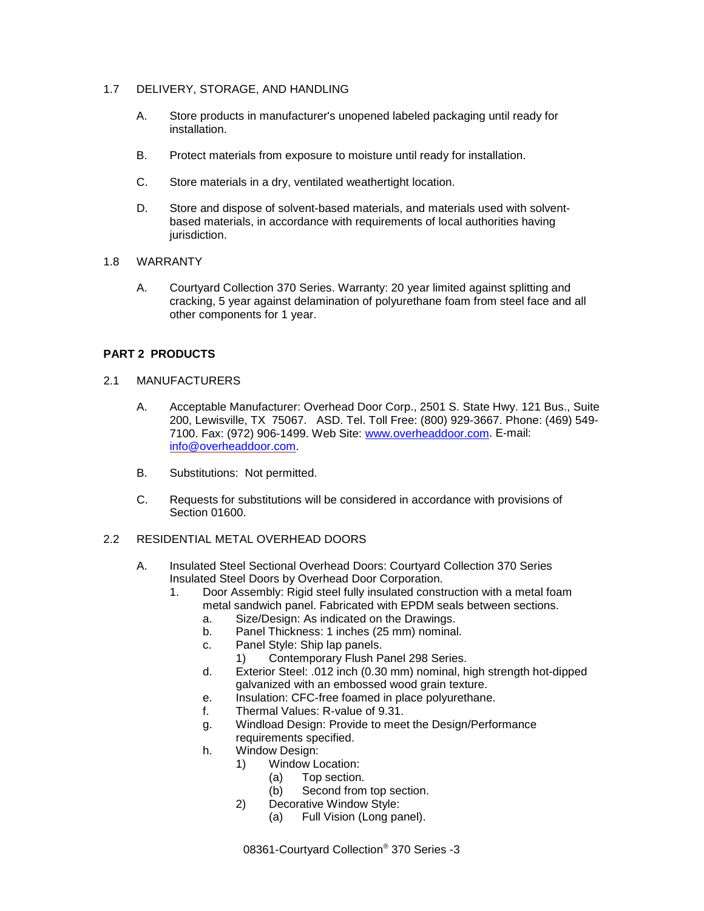1.7 DELIVERY, STORAGE, AND HANDLING

A. Store products in manufacturer's unopened labeled packaging until ready for installation.

B. Protect materials from exposure to moisture until ready for installation.

C. Store materials in a dry, ventilated weathertight location.

D. Store and dispose of solvent-based materials, and materials used with solvent-based materials, in accordance with requirements of local authorities having jurisdiction.

1.8 WARRANTY

A. Courtyard Collection 370 Series. Warranty: 20 year limited against splitting and cracking, 5 year against delamination of polyurethane foam from steel face and all other components for 1 year.

## PART 2 PRODUCTS

2.1 MANUFACTURERS

A. Acceptable Manufacturer: Overhead Door Corp., 2501 S. State Hwy. 121 Bus., Suite 200, Lewisville, TX 75067. ASD. Tel. Toll Free: (800) 929-3667. Phone: (469) 549-7100. Fax: (972) 906-1499. Web Site: [www.overheaddoor.com](http://www.overheaddoor.com). E-mail: [info@overheaddoor.com](mailto:info@overheaddoor.com).

B. Substitutions: Not permitted.

C. Requests for substitutions will be considered in accordance with provisions of Section 01600.

2.2 RESIDENTIAL METAL OVERHEAD DOORS

A. Insulated Steel Sectional Overhead Doors: Courtyard Collection 370 Series Insulated Steel Doors by Overhead Door Corporation.
   1. Door Assembly: Rigid steel fully insulated construction with a metal foam metal sandwich panel. Fabricated with EPDM seals between sections.
      a. Size/Design: As indicated on the Drawings.
      b. Panel Thickness: 1 inches (25 mm) nominal.
      c. Panel Style: Ship lap panels.
         1) Contemporary Flush Panel 298 Series.
      d. Exterior Steel: .012 inch (0.30 mm) nominal, high strength hot-dipped galvanized with an embossed wood grain texture.
      e. Insulation: CFC-free foamed in place polyurethane.
      f. Thermal Values: R-value of 9.31.
      g. Windload Design: Provide to meet the Design/Performance requirements specified.
      h. Window Design:
         1) Window Location:
            (a) Top section.
            (b) Second from top section.
         2) Decorative Window Style:
            (a) Full Vision (Long panel).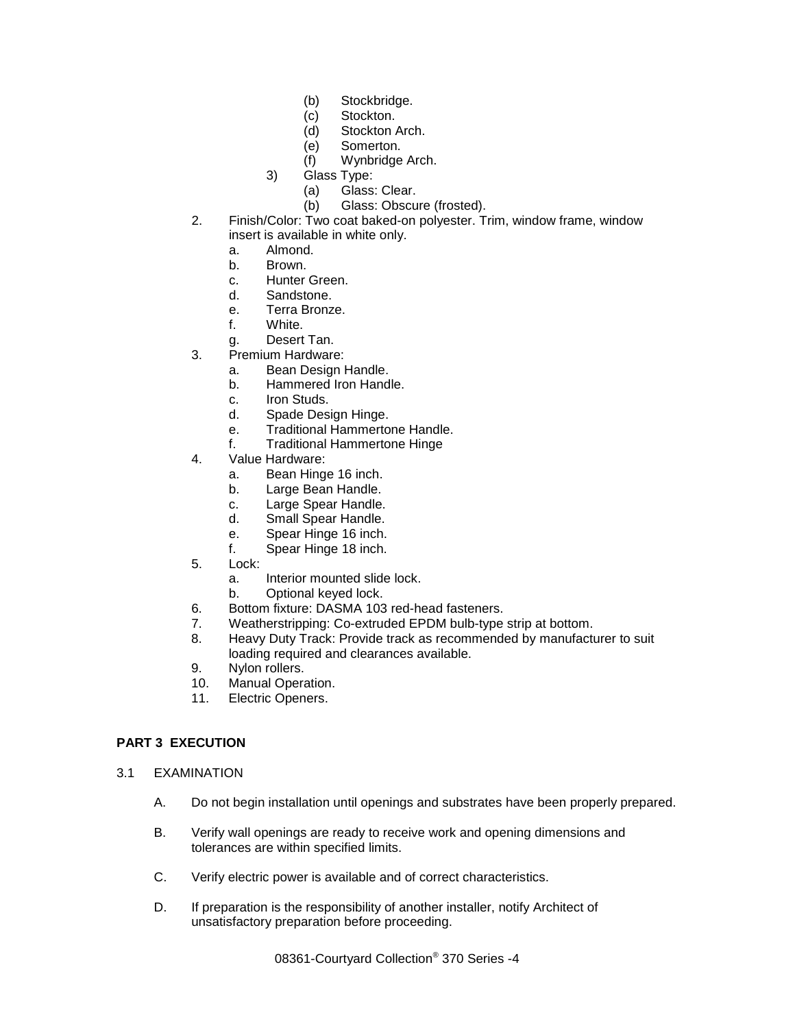- (b) Stockbridge.
   - (c) Stockton.
   - (d) Stockton Arch.
   - (e) Somerton.
   - (f) Wynbridge Arch.

3) Glass Type:
   - (a) Glass: Clear.
   - (b) Glass: Obscure (frosted).

2. Finish/Color: Two coat baked-on polyester. Trim, window frame, window insert is available in white only.
   - a. Almond.
   - b. Brown.
   - c. Hunter Green.
   - d. Sandstone.
   - e. Terra Bronze.
   - f. White.
   - g. Desert Tan.
3. Premium Hardware:
   - a. Bean Design Handle.
   - b. Hammered Iron Handle.
   - c. Iron Studs.
   - d. Spade Design Hinge.
   - e. Traditional Hammertone Handle.
   - f. Traditional Hammertone Hinge
4. Value Hardware:
   - a. Bean Hinge 16 inch.
   - b. Large Bean Handle.
   - c. Large Spear Handle.
   - d. Small Spear Handle.
   - e. Spear Hinge 16 inch.
   - f. Spear Hinge 18 inch.
5. Lock:
   - a. Interior mounted slide lock.
   - b. Optional keyed lock.
6. Bottom fixture: DASMA 103 red-head fasteners.
7. Weatherstripping: Co-extruded EPDM bulb-type strip at bottom.
8. Heavy Duty Track: Provide track as recommended by manufacturer to suit loading required and clearances available.
9. Nylon rollers.
10. Manual Operation.
11. Electric Openers.

## PART 3 EXECUTION

### 3.1 EXAMINATION

A. Do not begin installation until openings and substrates have been properly prepared.

B. Verify wall openings are ready to receive work and opening dimensions and tolerances are within specified limits.

C. Verify electric power is available and of correct characteristics.

D. If preparation is the responsibility of another installer, notify Architect of unsatisfactory preparation before proceeding.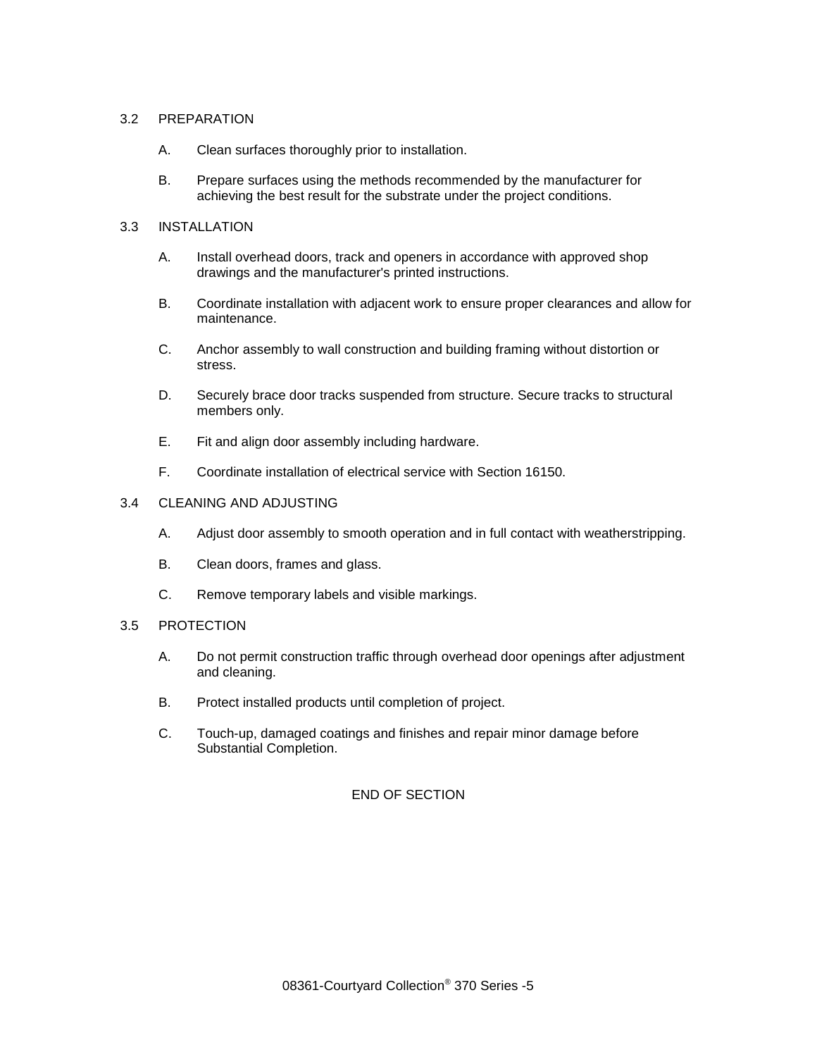## 3.2 PREPARATION

A. Clean surfaces thoroughly prior to installation.

B. Prepare surfaces using the methods recommended by the manufacturer for achieving the best result for the substrate under the project conditions.

## 3.3 INSTALLATION

A. Install overhead doors, track and openers in accordance with approved shop drawings and the manufacturer's printed instructions.

B. Coordinate installation with adjacent work to ensure proper clearances and allow for maintenance.

C. Anchor assembly to wall construction and building framing without distortion or stress.

D. Securely brace door tracks suspended from structure. Secure tracks to structural members only.

E. Fit and align door assembly including hardware.

F. Coordinate installation of electrical service with Section 16150.

## 3.4 CLEANING AND ADJUSTING

A. Adjust door assembly to smooth operation and in full contact with weatherstripping.

B. Clean doors, frames and glass.

C. Remove temporary labels and visible markings.

## 3.5 PROTECTION

A. Do not permit construction traffic through overhead door openings after adjustment and cleaning.

B. Protect installed products until completion of project.

C. Touch-up, damaged coatings and finishes and repair minor damage before Substantial Completion.

END OF SECTION